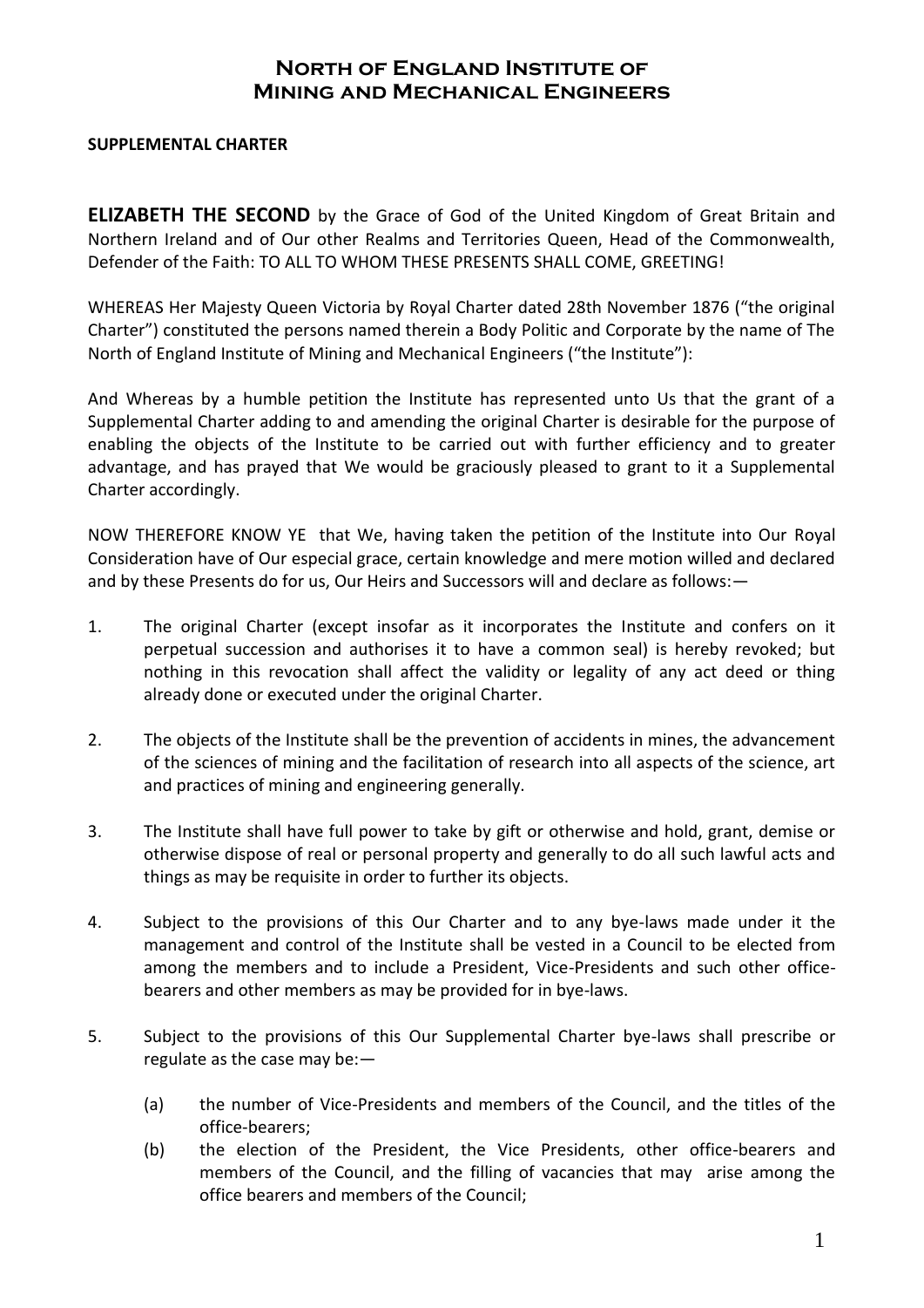# North of England Institute of Mining and Mechanical Engineers

**SUPPLEMENTAL CHARTER**

**ELIZABETH THE SECOND** by the Grace of God of the United Kingdom of Great Britain and Northern Ireland and of Our other Realms and Territories Queen, Head of the Commonwealth, Defender of the Faith: TO ALL TO WHOM THESE PRESENTS SHALL COME, GREETING!

WHEREAS Her Majesty Queen Victoria by Royal Charter dated 28th November 1876 ("the original Charter") constituted the persons named therein a Body Politic and Corporate by the name of The North of England Institute of Mining and Mechanical Engineers ("the Institute"):

And Whereas by a humble petition the Institute has represented unto Us that the grant of a Supplemental Charter adding to and amending the original Charter is desirable for the purpose of enabling the objects of the Institute to be carried out with further efficiency and to greater advantage, and has prayed that We would be graciously pleased to grant to it a Supplemental Charter accordingly.

NOW THEREFORE KNOW YE that We, having taken the petition of the Institute into Our Royal Consideration have of Our especial grace, certain knowledge and mere motion willed and declared and by these Presents do for us, Our Heirs and Successors will and declare as follows:—

1. The original Charter (except insofar as it incorporates the Institute and confers on it perpetual succession and authorises it to have a common seal) is hereby revoked; but nothing in this revocation shall affect the validity or legality of any act deed or thing already done or executed under the original Charter.

2. The objects of the Institute shall be the prevention of accidents in mines, the advancement of the sciences of mining and the facilitation of research into all aspects of the science, art and practices of mining and engineering generally.

3. The Institute shall have full power to take by gift or otherwise and hold, grant, demise or otherwise dispose of real or personal property and generally to do all such lawful acts and things as may be requisite in order to further its objects.

4. Subject to the provisions of this Our Charter and to any bye-laws made under it the management and control of the Institute shall be vested in a Council to be elected from among the members and to include a President, Vice-Presidents and such other office-bearers and other members as may be provided for in bye-laws.

5. Subject to the provisions of this Our Supplemental Charter bye-laws shall prescribe or regulate as the case may be:—

   (a) the number of Vice-Presidents and members of the Council, and the titles of the office-bearers;

   (b) the election of the President, the Vice Presidents, other office-bearers and members of the Council, and the filling of vacancies that may arise among the office bearers and members of the Council;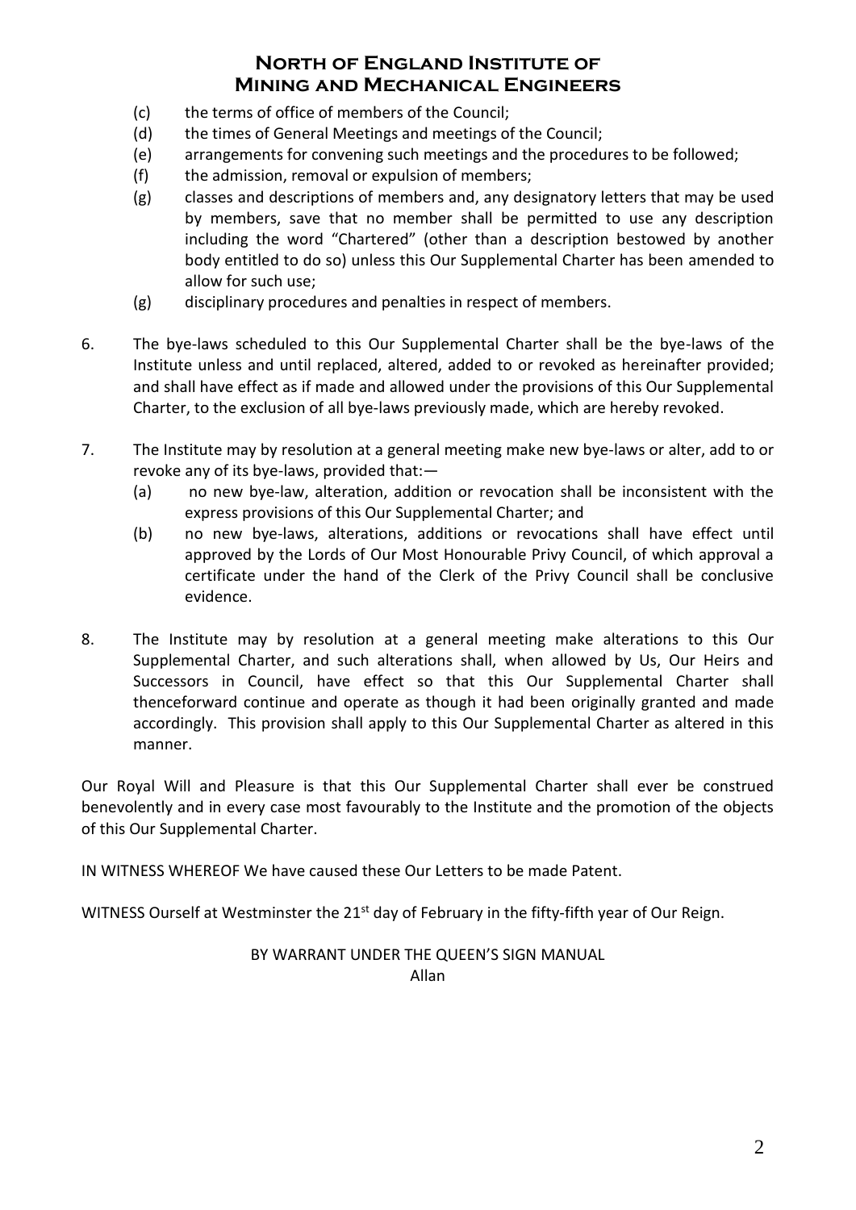(c) the terms of office of members of the Council;

(d) the times of General Meetings and meetings of the Council;

(e) arrangements for convening such meetings and the procedures to be followed;

(f) the admission, removal or expulsion of members;

(g) classes and descriptions of members and, any designatory letters that may be used by members, save that no member shall be permitted to use any description including the word "Chartered" (other than a description bestowed by another body entitled to do so) unless this Our Supplemental Charter has been amended to allow for such use;

(g) disciplinary procedures and penalties in respect of members.

6. The bye-laws scheduled to this Our Supplemental Charter shall be the bye-laws of the Institute unless and until replaced, altered, added to or revoked as hereinafter provided; and shall have effect as if made and allowed under the provisions of this Our Supplemental Charter, to the exclusion of all bye-laws previously made, which are hereby revoked.

7. The Institute may by resolution at a general meeting make new bye-laws or alter, add to or revoke any of its bye-laws, provided that:—

   (a) no new bye-law, alteration, addition or revocation shall be inconsistent with the express provisions of this Our Supplemental Charter; and

   (b) no new bye-laws, alterations, additions or revocations shall have effect until approved by the Lords of Our Most Honourable Privy Council, of which approval a certificate under the hand of the Clerk of the Privy Council shall be conclusive evidence.

8. The Institute may by resolution at a general meeting make alterations to this Our Supplemental Charter, and such alterations shall, when allowed by Us, Our Heirs and Successors in Council, have effect so that this Our Supplemental Charter shall thenceforward continue and operate as though it had been originally granted and made accordingly. This provision shall apply to this Our Supplemental Charter as altered in this manner.

Our Royal Will and Pleasure is that this Our Supplemental Charter shall ever be construed benevolently and in every case most favourably to the Institute and the promotion of the objects of this Our Supplemental Charter.

IN WITNESS WHEREOF We have caused these Our Letters to be made Patent.

WITNESS Ourself at Westminster the 21st day of February in the fifty-fifth year of Our Reign.

BY WARRANT UNDER THE QUEEN'S SIGN MANUAL

Allan